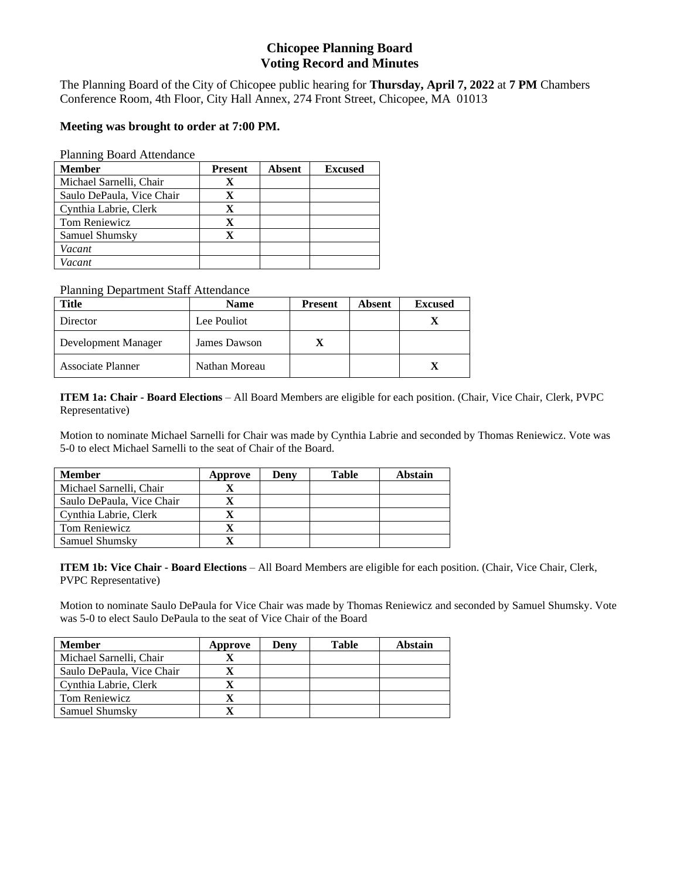# Chicopee Planning Board
## Voting Record and Minutes

The Planning Board of the City of Chicopee public hearing for **Thursday, April 7, 2022** at **7 PM** Chambers Conference Room, 4th Floor, City Hall Annex, 274 Front Street, Chicopee, MA 01013

**Meeting was brought to order at 7:00 PM.**

Planning Board Attendance

| Member | Present | Absent | Excused |
|---|---|---|---|
| Michael Sarnelli, Chair | X | | |
| Saulo DePaula, Vice Chair | X | | |
| Cynthia Labrie, Clerk | X | | |
| Tom Reniewicz | X | | |
| Samuel Shumsky | X | | |
| *Vacant* | | | |
| *Vacant* | | | |

Planning Department Staff Attendance

| Title | Name | Present | Absent | Excused |
|---|---|---|---|---|
| Director | Lee Pouliot | | | X |
| Development Manager | James Dawson | X | | |
| Associate Planner | Nathan Moreau | | | X |

**ITEM 1a: Chair - Board Elections** – All Board Members are eligible for each position. (Chair, Vice Chair, Clerk, PVPC Representative)

Motion to nominate Michael Sarnelli for Chair was made by Cynthia Labrie and seconded by Thomas Reniewicz. Vote was 5-0 to elect Michael Sarnelli to the seat of Chair of the Board.

| Member | Approve | Deny | Table | Abstain |
|---|---|---|---|---|
| Michael Sarnelli, Chair | X | | | |
| Saulo DePaula, Vice Chair | X | | | |
| Cynthia Labrie, Clerk | X | | | |
| Tom Reniewicz | X | | | |
| Samuel Shumsky | X | | | |

**ITEM 1b: Vice Chair - Board Elections** – All Board Members are eligible for each position. (Chair, Vice Chair, Clerk, PVPC Representative)

Motion to nominate Saulo DePaula for Vice Chair was made by Thomas Reniewicz and seconded by Samuel Shumsky. Vote was 5-0 to elect Saulo DePaula to the seat of Vice Chair of the Board

| Member | Approve | Deny | Table | Abstain |
|---|---|---|---|---|
| Michael Sarnelli, Chair | X | | | |
| Saulo DePaula, Vice Chair | X | | | |
| Cynthia Labrie, Clerk | X | | | |
| Tom Reniewicz | X | | | |
| Samuel Shumsky | X | | | |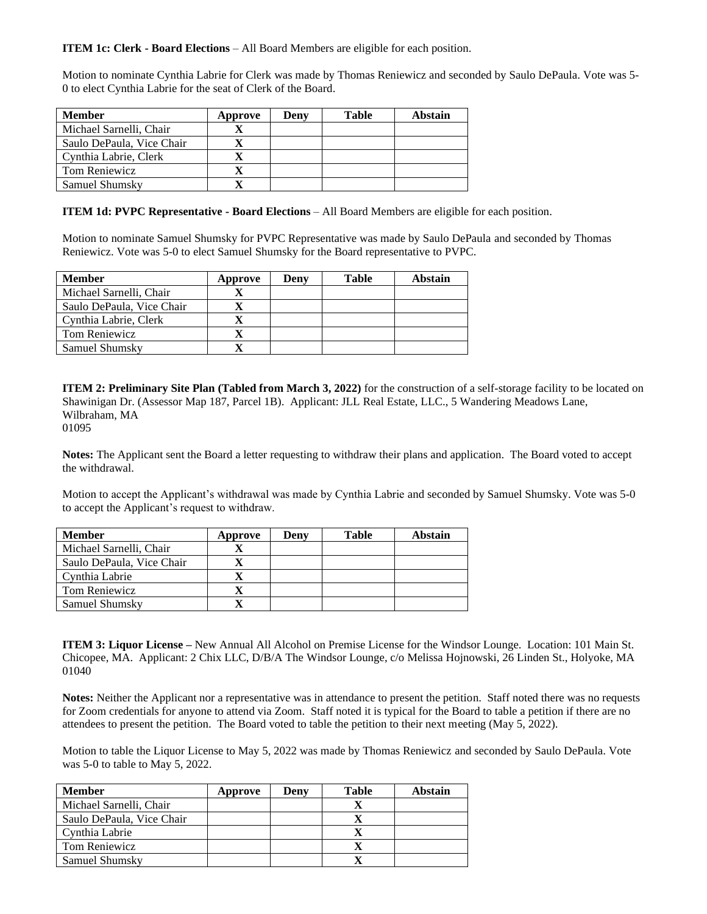**ITEM 1c: Clerk - Board Elections** – All Board Members are eligible for each position.

Motion to nominate Cynthia Labrie for Clerk was made by Thomas Reniewicz and seconded by Saulo DePaula. Vote was 5-0 to elect Cynthia Labrie for the seat of Clerk of the Board.

| Member | Approve | Deny | Table | Abstain |
|---|---|---|---|---|
| Michael Sarnelli, Chair | X | | | |
| Saulo DePaula, Vice Chair | X | | | |
| Cynthia Labrie, Clerk | X | | | |
| Tom Reniewicz | X | | | |
| Samuel Shumsky | X | | | |

**ITEM 1d: PVPC Representative - Board Elections** – All Board Members are eligible for each position.

Motion to nominate Samuel Shumsky for PVPC Representative was made by Saulo DePaula and seconded by Thomas Reniewicz. Vote was 5-0 to elect Samuel Shumsky for the Board representative to PVPC.

| Member | Approve | Deny | Table | Abstain |
|---|---|---|---|---|
| Michael Sarnelli, Chair | X | | | |
| Saulo DePaula, Vice Chair | X | | | |
| Cynthia Labrie, Clerk | X | | | |
| Tom Reniewicz | X | | | |
| Samuel Shumsky | X | | | |

**ITEM 2: Preliminary Site Plan (Tabled from March 3, 2022)** for the construction of a self-storage facility to be located on Shawinigan Dr. (Assessor Map 187, Parcel 1B). Applicant: JLL Real Estate, LLC., 5 Wandering Meadows Lane, Wilbraham, MA 01095

**Notes:** The Applicant sent the Board a letter requesting to withdraw their plans and application. The Board voted to accept the withdrawal.

Motion to accept the Applicant's withdrawal was made by Cynthia Labrie and seconded by Samuel Shumsky. Vote was 5-0 to accept the Applicant's request to withdraw.

| Member | Approve | Deny | Table | Abstain |
|---|---|---|---|---|
| Michael Sarnelli, Chair | X | | | |
| Saulo DePaula, Vice Chair | X | | | |
| Cynthia Labrie | X | | | |
| Tom Reniewicz | X | | | |
| Samuel Shumsky | X | | | |

**ITEM 3: Liquor License –** New Annual All Alcohol on Premise License for the Windsor Lounge. Location: 101 Main St. Chicopee, MA. Applicant: 2 Chix LLC, D/B/A The Windsor Lounge, c/o Melissa Hojnowski, 26 Linden St., Holyoke, MA 01040

**Notes:** Neither the Applicant nor a representative was in attendance to present the petition. Staff noted there was no requests for Zoom credentials for anyone to attend via Zoom. Staff noted it is typical for the Board to table a petition if there are no attendees to present the petition. The Board voted to table the petition to their next meeting (May 5, 2022).

Motion to table the Liquor License to May 5, 2022 was made by Thomas Reniewicz and seconded by Saulo DePaula. Vote was 5-0 to table to May 5, 2022.

| Member | Approve | Deny | Table | Abstain |
|---|---|---|---|---|
| Michael Sarnelli, Chair | | | X | |
| Saulo DePaula, Vice Chair | | | X | |
| Cynthia Labrie | | | X | |
| Tom Reniewicz | | | X | |
| Samuel Shumsky | | | X | |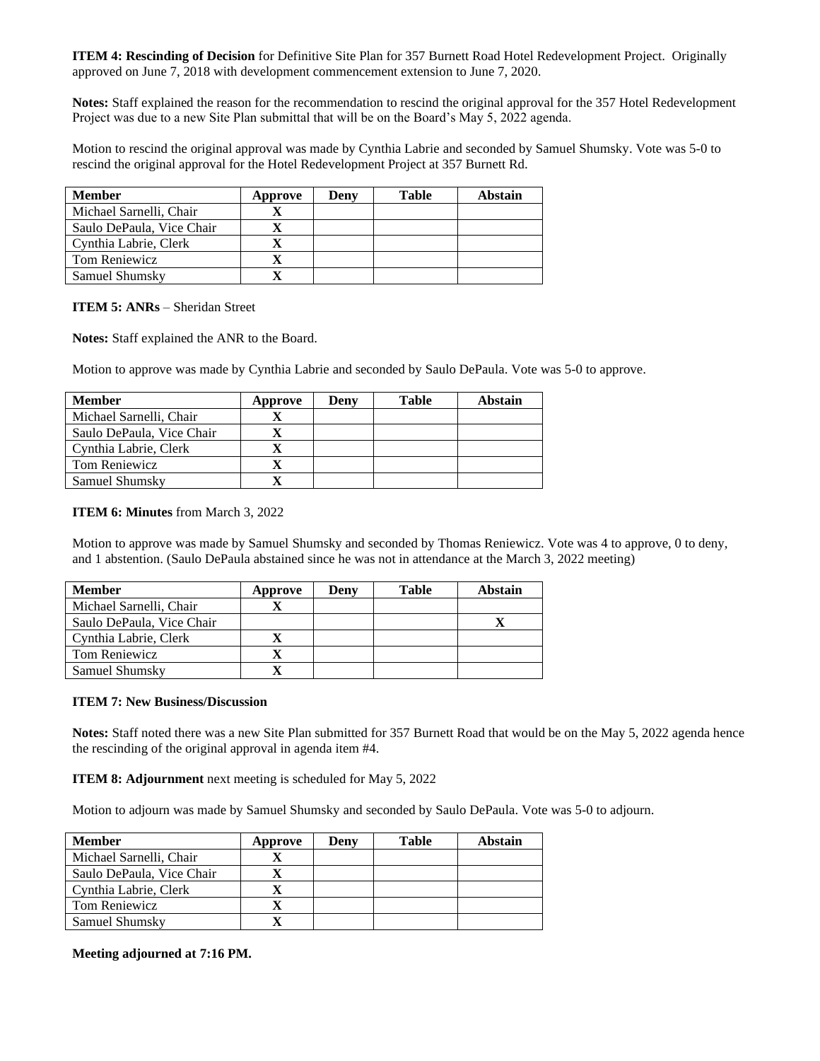**ITEM 4: Rescinding of Decision** for Definitive Site Plan for 357 Burnett Road Hotel Redevelopment Project. Originally approved on June 7, 2018 with development commencement extension to June 7, 2020.

**Notes:** Staff explained the reason for the recommendation to rescind the original approval for the 357 Hotel Redevelopment Project was due to a new Site Plan submittal that will be on the Board's May 5, 2022 agenda.

Motion to rescind the original approval was made by Cynthia Labrie and seconded by Samuel Shumsky. Vote was 5-0 to rescind the original approval for the Hotel Redevelopment Project at 357 Burnett Rd.

| Member | Approve | Deny | Table | Abstain |
|---|---|---|---|---|
| Michael Sarnelli, Chair | X | | | |
| Saulo DePaula, Vice Chair | X | | | |
| Cynthia Labrie, Clerk | X | | | |
| Tom Reniewicz | X | | | |
| Samuel Shumsky | X | | | |

**ITEM 5: ANRs** – Sheridan Street

**Notes:** Staff explained the ANR to the Board.

Motion to approve was made by Cynthia Labrie and seconded by Saulo DePaula. Vote was 5-0 to approve.

| Member | Approve | Deny | Table | Abstain |
|---|---|---|---|---|
| Michael Sarnelli, Chair | X | | | |
| Saulo DePaula, Vice Chair | X | | | |
| Cynthia Labrie, Clerk | X | | | |
| Tom Reniewicz | X | | | |
| Samuel Shumsky | X | | | |

**ITEM 6: Minutes** from March 3, 2022

Motion to approve was made by Samuel Shumsky and seconded by Thomas Reniewicz. Vote was 4 to approve, 0 to deny, and 1 abstention. (Saulo DePaula abstained since he was not in attendance at the March 3, 2022 meeting)

| Member | Approve | Deny | Table | Abstain |
|---|---|---|---|---|
| Michael Sarnelli, Chair | X | | | |
| Saulo DePaula, Vice Chair | | | | X |
| Cynthia Labrie, Clerk | X | | | |
| Tom Reniewicz | X | | | |
| Samuel Shumsky | X | | | |

**ITEM 7: New Business/Discussion**

**Notes:** Staff noted there was a new Site Plan submitted for 357 Burnett Road that would be on the May 5, 2022 agenda hence the rescinding of the original approval in agenda item #4.

**ITEM 8: Adjournment** next meeting is scheduled for May 5, 2022

Motion to adjourn was made by Samuel Shumsky and seconded by Saulo DePaula. Vote was 5-0 to adjourn.

| Member | Approve | Deny | Table | Abstain |
|---|---|---|---|---|
| Michael Sarnelli, Chair | X | | | |
| Saulo DePaula, Vice Chair | X | | | |
| Cynthia Labrie, Clerk | X | | | |
| Tom Reniewicz | X | | | |
| Samuel Shumsky | X | | | |

**Meeting adjourned at 7:16 PM.**